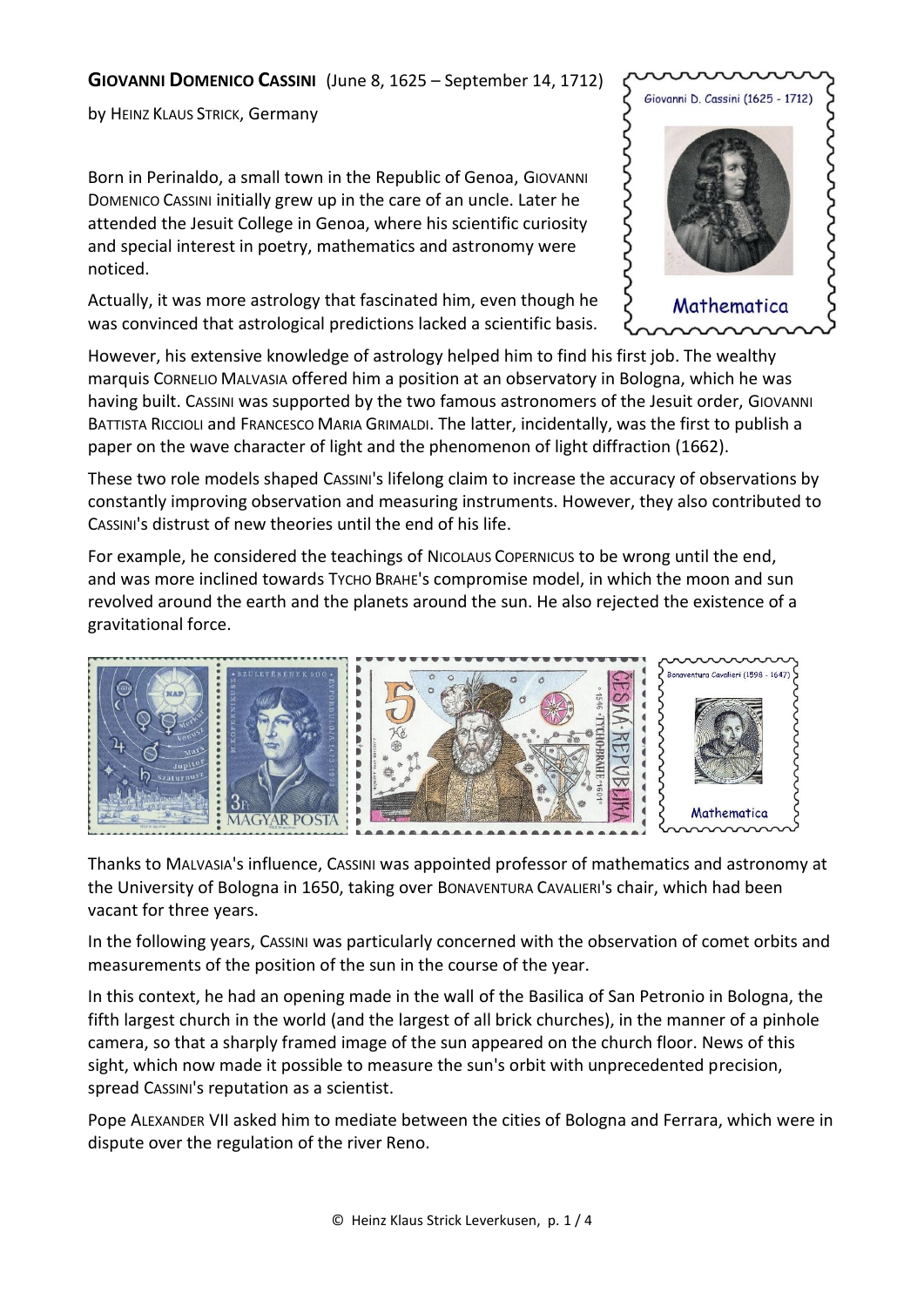**GIOVANNI DOMENICO CASSINI** (June 8, 1625 – September 14, 1712)

by HEINZ KLAUS STRICK, Germany

Born in Perinaldo, a small town in the Republic of Genoa, GIOVANNI DOMENICO CASSINI initially grew up in the care of an uncle. Later he attended the Jesuit College in Genoa, where his scientific curiosity and special interest in poetry, mathematics and astronomy were noticed.

Actually, it was more astrology that fascinated him, even though he was convinced that astrological predictions lacked a scientific basis.

However, his extensive knowledge of astrology helped him to find his first job. The wealthy marquis CORNELIO MALVASIA offered him a position at an observatory in Bologna, which he was having built. CASSINI was supported by the two famous astronomers of the Jesuit order, GIOVANNI BATTISTA RICCIOLI and FRANCESCO MARIA GRIMALDI. The latter, incidentally, was the first to publish a paper on the wave character of light and the phenomenon of light diffraction (1662).

These two role models shaped CASSINI's lifelong claim to increase the accuracy of observations by constantly improving observation and measuring instruments. However, they also contributed to CASSINI's distrust of new theories until the end of his life.

For example, he considered the teachings of NICOLAUS COPERNICUS to be wrong until the end, and was more inclined towards TYCHO BRAHE's compromise model, in which the moon and sun revolved around the earth and the planets around the sun. He also rejected the existence of a gravitational force.

Thanks to MALVASIA's influence, CASSINI was appointed professor of mathematics and astronomy at the University of Bologna in 1650, taking over BONAVENTURA CAVALIERI's chair, which had been vacant for three years.

In the following years, CASSINI was particularly concerned with the observation of comet orbits and measurements of the position of the sun in the course of the year.

In this context, he had an opening made in the wall of the Basilica of San Petronio in Bologna, the fifth largest church in the world (and the largest of all brick churches), in the manner of a pinhole camera, so that a sharply framed image of the sun appeared on the church floor. News of this sight, which now made it possible to measure the sun's orbit with unprecedented precision, spread CASSINI's reputation as a scientist.

Pope ALEXANDER VII asked him to mediate between the cities of Bologna and Ferrara, which were in dispute over the regulation of the river Reno.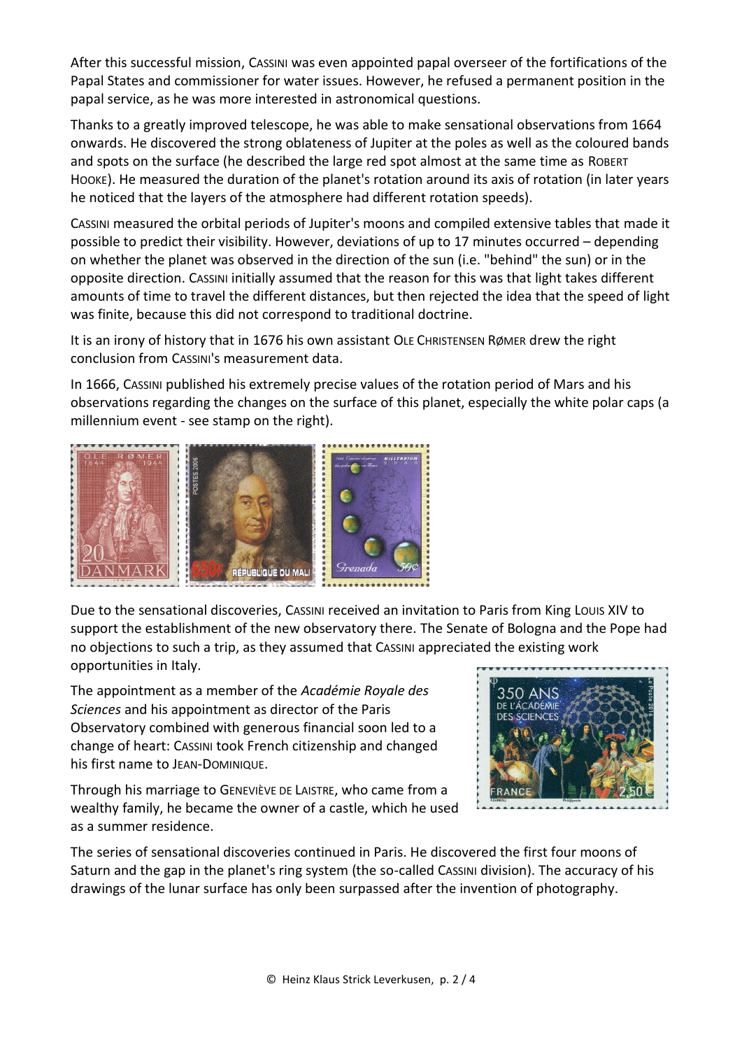After this successful mission, CASSINI was even appointed papal overseer of the fortifications of the Papal States and commissioner for water issues. However, he refused a permanent position in the papal service, as he was more interested in astronomical questions.

Thanks to a greatly improved telescope, he was able to make sensational observations from 1664 onwards. He discovered the strong oblateness of Jupiter at the poles as well as the coloured bands and spots on the surface (he described the large red spot almost at the same time as ROBERT HOOKE). He measured the duration of the planet's rotation around its axis of rotation (in later years he noticed that the layers of the atmosphere had different rotation speeds).

CASSINI measured the orbital periods of Jupiter's moons and compiled extensive tables that made it possible to predict their visibility. However, deviations of up to 17 minutes occurred – depending on whether the planet was observed in the direction of the sun (i.e. "behind" the sun) or in the opposite direction. CASSINI initially assumed that the reason for this was that light takes different amounts of time to travel the different distances, but then rejected the idea that the speed of light was finite, because this did not correspond to traditional doctrine.

It is an irony of history that in 1676 his own assistant OLE CHRISTENSEN RØMER drew the right conclusion from CASSINI's measurement data.

In 1666, CASSINI published his extremely precise values of the rotation period of Mars and his observations regarding the changes on the surface of this planet, especially the white polar caps (a millennium event - see stamp on the right).

Due to the sensational discoveries, CASSINI received an invitation to Paris from King LOUIS XIV to support the establishment of the new observatory there. The Senate of Bologna and the Pope had no objections to such a trip, as they assumed that CASSINI appreciated the existing work opportunities in Italy.

The appointment as a member of the *Académie Royale des Sciences* and his appointment as director of the Paris Observatory combined with generous financial soon led to a change of heart: CASSINI took French citizenship and changed his first name to JEAN-DOMINIQUE.

Through his marriage to GENEVIÈVE DE LAISTRE, who came from a wealthy family, he became the owner of a castle, which he used as a summer residence.

The series of sensational discoveries continued in Paris. He discovered the first four moons of Saturn and the gap in the planet's ring system (the so-called CASSINI division). The accuracy of his drawings of the lunar surface has only been surpassed after the invention of photography.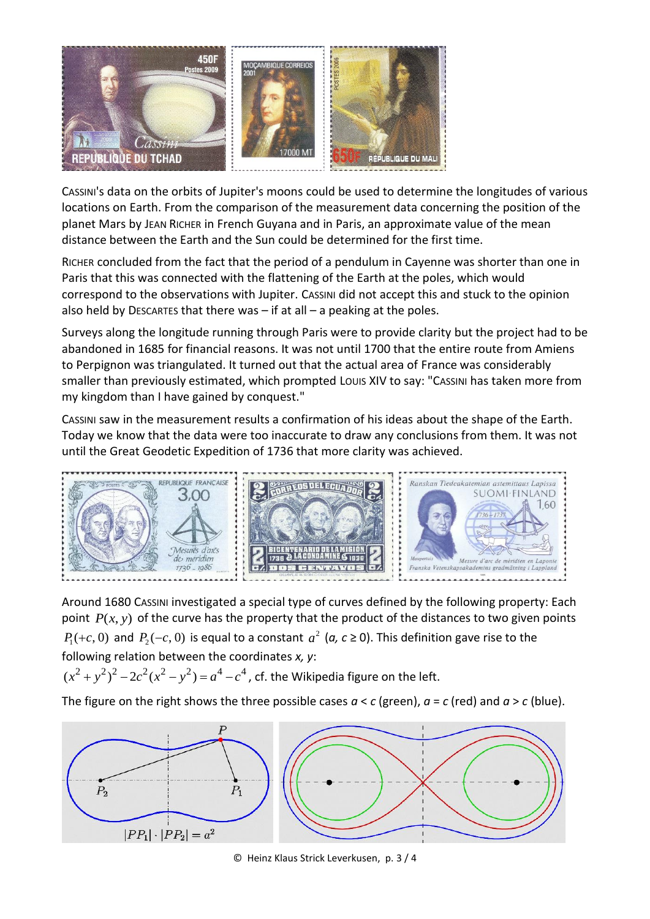CASSINI's data on the orbits of Jupiter's moons could be used to determine the longitudes of various locations on Earth. From the comparison of the measurement data concerning the position of the planet Mars by JEAN RICHER in French Guyana and in Paris, an approximate value of the mean distance between the Earth and the Sun could be determined for the first time.

RICHER concluded from the fact that the period of a pendulum in Cayenne was shorter than one in Paris that this was connected with the flattening of the Earth at the poles, which would correspond to the observations with Jupiter. CASSINI did not accept this and stuck to the opinion also held by DESCARTES that there was – if at all – a peaking at the poles.

Surveys along the longitude running through Paris were to provide clarity but the project had to be abandoned in 1685 for financial reasons. It was not until 1700 that the entire route from Amiens to Perpignon was triangulated. It turned out that the actual area of France was considerably smaller than previously estimated, which prompted LOUIS XIV to say: "CASSINI has taken more from my kingdom than I have gained by conquest."

CASSINI saw in the measurement results a confirmation of his ideas about the shape of the Earth. Today we know that the data were too inaccurate to draw any conclusions from them. It was not until the Great Geodetic Expedition of 1736 that more clarity was achieved.

Around 1680 CASSINI investigated a special type of curves defined by the following property: Each point $P(x, y)$ of the curve has the property that the product of the distances to two given points $P_1(+c, 0)$ and $P_2(-c, 0)$ is equal to a constant $a^2$ ($a$, $c \geq 0$). This definition gave rise to the following relation between the coordinates $x$, $y$:

$(x^2 + y^2)^2 - 2c^2(x^2 - y^2) = a^4 - c^4$, cf. the Wikipedia figure on the left.

The figure on the right shows the three possible cases $a < c$ (green), $a = c$ (red) and $a > c$ (blue).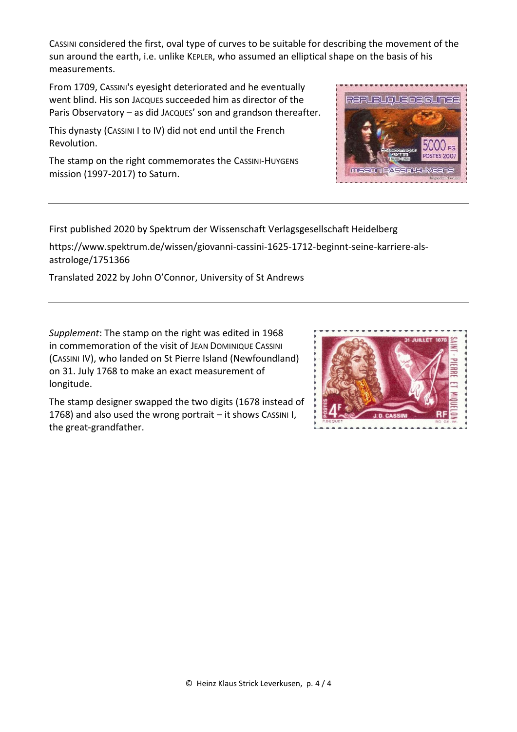CASSINI considered the first, oval type of curves to be suitable for describing the movement of the sun around the earth, i.e. unlike KEPLER, who assumed an elliptical shape on the basis of his measurements.

From 1709, CASSINI's eyesight deteriorated and he eventually went blind. His son JACQUES succeeded him as director of the Paris Observatory – as did JACQUES' son and grandson thereafter.

This dynasty (CASSINI I to IV) did not end until the French Revolution.

The stamp on the right commemorates the CASSINI-HUYGENS mission (1997-2017) to Saturn.

---

First published 2020 by Spektrum der Wissenschaft Verlagsgesellschaft Heidelberg

https://www.spektrum.de/wissen/giovanni-cassini-1625-1712-beginnt-seine-karriere-als-astrologe/1751366

Translated 2022 by John O'Connor, University of St Andrews

---

*Supplement*: The stamp on the right was edited in 1968 in commemoration of the visit of JEAN DOMINIQUE CASSINI (CASSINI IV), who landed on St Pierre Island (Newfoundland) on 31. July 1768 to make an exact measurement of longitude.

The stamp designer swapped the two digits (1678 instead of 1768) and also used the wrong portrait – it shows CASSINI I, the great-grandfather.